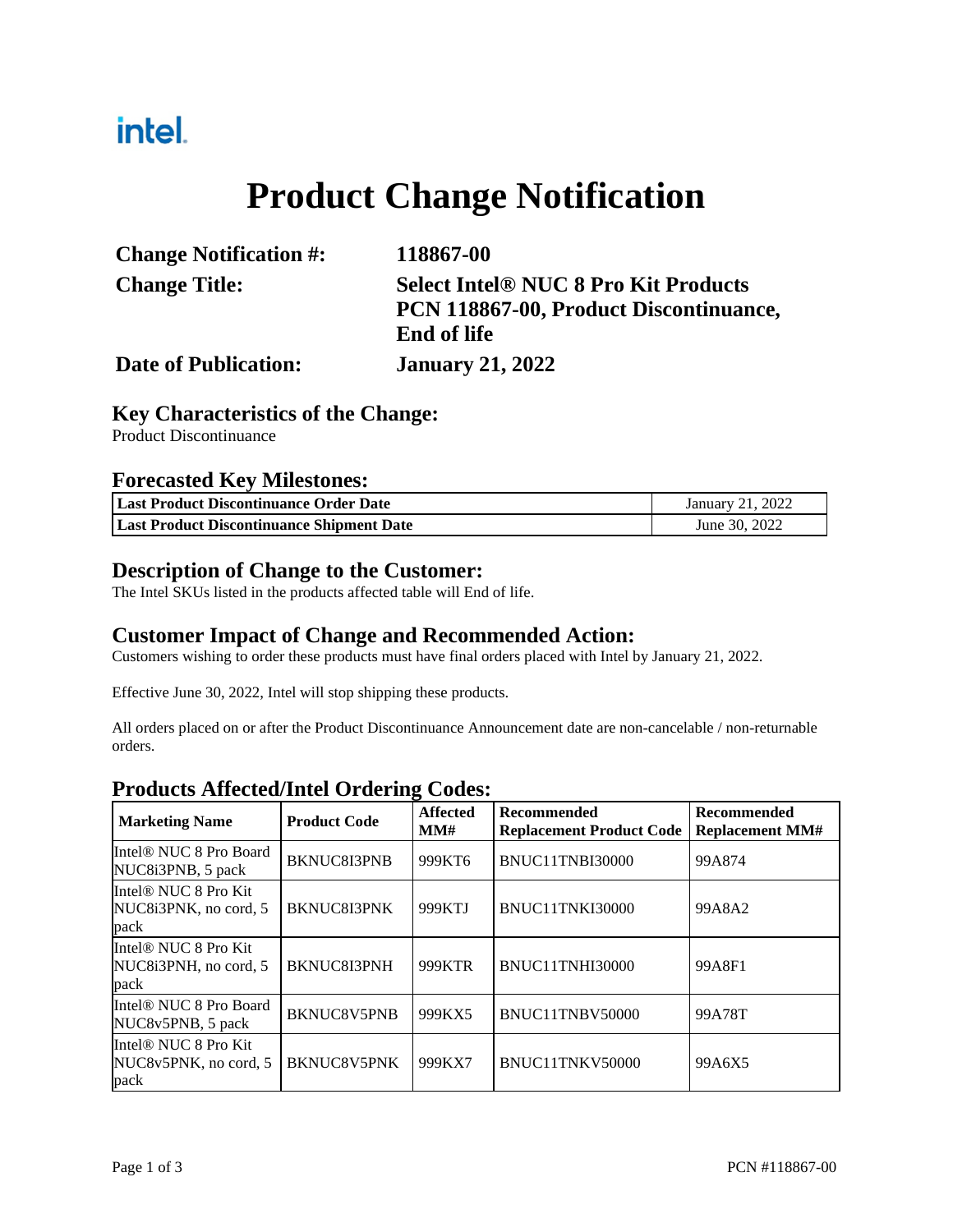intel.

# Product Change Notification

| | |
|---|---|
| **Change Notification #:** | **118867-00** |
| **Change Title:** | **Select Intel® NUC 8 Pro Kit Products PCN 118867-00, Product Discontinuance, End of life** |
| **Date of Publication:** | **January 21, 2022** |

## Key Characteristics of the Change:

Product Discontinuance

## Forecasted Key Milestones:

| | |
|---|---|
| **Last Product Discontinuance Order Date** | January 21, 2022 |
| **Last Product Discontinuance Shipment Date** | June 30, 2022 |

## Description of Change to the Customer:

The Intel SKUs listed in the products affected table will End of life.

## Customer Impact of Change and Recommended Action:

Customers wishing to order these products must have final orders placed with Intel by January 21, 2022.

Effective June 30, 2022, Intel will stop shipping these products.

All orders placed on or after the Product Discontinuance Announcement date are non-cancelable / non-returnable orders.

## Products Affected/Intel Ordering Codes:

| Marketing Name | Product Code | Affected MM# | Recommended Replacement Product Code | Recommended Replacement MM# |
|---|---|---|---|---|
| Intel® NUC 8 Pro Board NUC8i3PNB, 5 pack | BKNUC8I3PNB | 999KT6 | BNUC11TNBI30000 | 99A874 |
| Intel® NUC 8 Pro Kit NUC8i3PNK, no cord, 5 pack | BKNUC8I3PNK | 999KTJ | BNUC11TNKI30000 | 99A8A2 |
| Intel® NUC 8 Pro Kit NUC8i3PNH, no cord, 5 pack | BKNUC8I3PNH | 999KTR | BNUC11TNHI30000 | 99A8F1 |
| Intel® NUC 8 Pro Board NUC8v5PNB, 5 pack | BKNUC8V5PNB | 999KX5 | BNUC11TNBV50000 | 99A78T |
| Intel® NUC 8 Pro Kit NUC8v5PNK, no cord, 5 pack | BKNUC8V5PNK | 999KX7 | BNUC11TNKV50000 | 99A6X5 |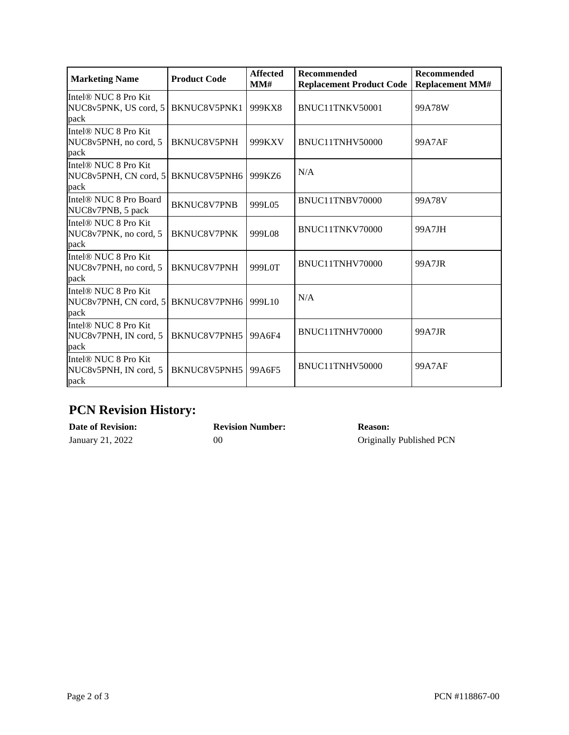| Marketing Name | Product Code | Affected MM# | Recommended Replacement Product Code | Recommended Replacement MM# |
|---|---|---|---|---|
| Intel® NUC 8 Pro Kit NUC8v5PNK, US cord, 5 pack | BKNUC8V5PNK1 | 999KX8 | BNUC11TNKV50001 | 99A78W |
| Intel® NUC 8 Pro Kit NUC8v5PNH, no cord, 5 pack | BKNUC8V5PNH | 999KXV | BNUC11TNHV50000 | 99A7AF |
| Intel® NUC 8 Pro Kit NUC8v5PNH, CN cord, 5 pack | BKNUC8V5PNH6 | 999KZ6 | N/A | |
| Intel® NUC 8 Pro Board NUC8v7PNB, 5 pack | BKNUC8V7PNB | 999L05 | BNUC11TNBV70000 | 99A78V |
| Intel® NUC 8 Pro Kit NUC8v7PNK, no cord, 5 pack | BKNUC8V7PNK | 999L08 | BNUC11TNKV70000 | 99A7JH |
| Intel® NUC 8 Pro Kit NUC8v7PNH, no cord, 5 pack | BKNUC8V7PNH | 999L0T | BNUC11TNHV70000 | 99A7JR |
| Intel® NUC 8 Pro Kit NUC8v7PNH, CN cord, 5 pack | BKNUC8V7PNH6 | 999L10 | N/A | |
| Intel® NUC 8 Pro Kit NUC8v7PNH, IN cord, 5 pack | BKNUC8V7PNH5 | 99A6F4 | BNUC11TNHV70000 | 99A7JR |
| Intel® NUC 8 Pro Kit NUC8v5PNH, IN cord, 5 pack | BKNUC8V5PNH5 | 99A6F5 | BNUC11TNHV50000 | 99A7AF |

## PCN Revision History:

| Date of Revision: | Revision Number: | Reason: |
|---|---|---|
| January 21, 2022 | 00 | Originally Published PCN |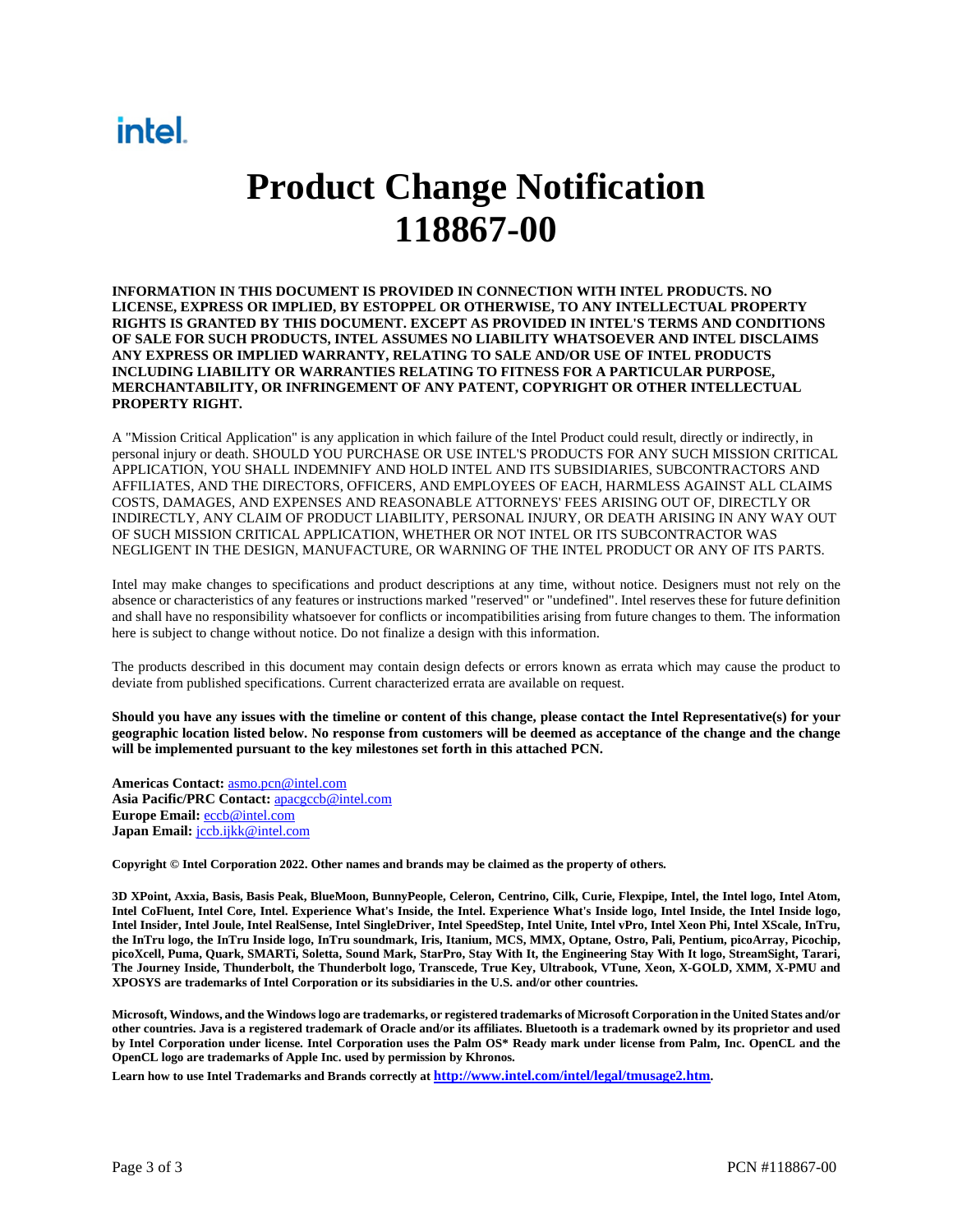intel.

# Product Change Notification 118867-00

**INFORMATION IN THIS DOCUMENT IS PROVIDED IN CONNECTION WITH INTEL PRODUCTS. NO LICENSE, EXPRESS OR IMPLIED, BY ESTOPPEL OR OTHERWISE, TO ANY INTELLECTUAL PROPERTY RIGHTS IS GRANTED BY THIS DOCUMENT. EXCEPT AS PROVIDED IN INTEL'S TERMS AND CONDITIONS OF SALE FOR SUCH PRODUCTS, INTEL ASSUMES NO LIABILITY WHATSOEVER AND INTEL DISCLAIMS ANY EXPRESS OR IMPLIED WARRANTY, RELATING TO SALE AND/OR USE OF INTEL PRODUCTS INCLUDING LIABILITY OR WARRANTIES RELATING TO FITNESS FOR A PARTICULAR PURPOSE, MERCHANTABILITY, OR INFRINGEMENT OF ANY PATENT, COPYRIGHT OR OTHER INTELLECTUAL PROPERTY RIGHT.**

A "Mission Critical Application" is any application in which failure of the Intel Product could result, directly or indirectly, in personal injury or death. SHOULD YOU PURCHASE OR USE INTEL'S PRODUCTS FOR ANY SUCH MISSION CRITICAL APPLICATION, YOU SHALL INDEMNIFY AND HOLD INTEL AND ITS SUBSIDIARIES, SUBCONTRACTORS AND AFFILIATES, AND THE DIRECTORS, OFFICERS, AND EMPLOYEES OF EACH, HARMLESS AGAINST ALL CLAIMS COSTS, DAMAGES, AND EXPENSES AND REASONABLE ATTORNEYS' FEES ARISING OUT OF, DIRECTLY OR INDIRECTLY, ANY CLAIM OF PRODUCT LIABILITY, PERSONAL INJURY, OR DEATH ARISING IN ANY WAY OUT OF SUCH MISSION CRITICAL APPLICATION, WHETHER OR NOT INTEL OR ITS SUBCONTRACTOR WAS NEGLIGENT IN THE DESIGN, MANUFACTURE, OR WARNING OF THE INTEL PRODUCT OR ANY OF ITS PARTS.

Intel may make changes to specifications and product descriptions at any time, without notice. Designers must not rely on the absence or characteristics of any features or instructions marked "reserved" or "undefined". Intel reserves these for future definition and shall have no responsibility whatsoever for conflicts or incompatibilities arising from future changes to them. The information here is subject to change without notice. Do not finalize a design with this information.

The products described in this document may contain design defects or errors known as errata which may cause the product to deviate from published specifications. Current characterized errata are available on request.

**Should you have any issues with the timeline or content of this change, please contact the Intel Representative(s) for your geographic location listed below. No response from customers will be deemed as acceptance of the change and the change will be implemented pursuant to the key milestones set forth in this attached PCN.**

**Americas Contact:** asmo.pcn@intel.com
**Asia Pacific/PRC Contact:** apacgccb@intel.com
**Europe Email:** eccb@intel.com
**Japan Email:** jccb.ijkk@intel.com

**Copyright © Intel Corporation 2022. Other names and brands may be claimed as the property of others.**

**3D XPoint, Axxia, Basis, Basis Peak, BlueMoon, BunnyPeople, Celeron, Centrino, Cilk, Curie, Flexpipe, Intel, the Intel logo, Intel Atom, Intel CoFluent, Intel Core, Intel. Experience What's Inside, the Intel. Experience What's Inside logo, Intel Inside, the Intel Inside logo, Intel Insider, Intel Joule, Intel RealSense, Intel SingleDriver, Intel SpeedStep, Intel Unite, Intel vPro, Intel Xeon Phi, Intel XScale, InTru, the InTru logo, the InTru Inside logo, InTru soundmark, Iris, Itanium, MCS, MMX, Optane, Ostro, Pali, Pentium, picoArray, Picochip, picoXcell, Puma, Quark, SMARTi, Soletta, Sound Mark, StarPro, Stay With It, the Engineering Stay With It logo, StreamSight, Tarari, The Journey Inside, Thunderbolt, the Thunderbolt logo, Transcede, True Key, Ultrabook, VTune, Xeon, X-GOLD, XMM, X-PMU and XPOSYS are trademarks of Intel Corporation or its subsidiaries in the U.S. and/or other countries.**

**Microsoft, Windows, and the Windows logo are trademarks, or registered trademarks of Microsoft Corporation in the United States and/or other countries. Java is a registered trademark of Oracle and/or its affiliates. Bluetooth is a trademark owned by its proprietor and used by Intel Corporation under license. Intel Corporation uses the Palm OS* Ready mark under license from Palm, Inc. OpenCL and the OpenCL logo are trademarks of Apple Inc. used by permission by Khronos.**

**Learn how to use Intel Trademarks and Brands correctly at http://www.intel.com/intel/legal/tmusage2.htm.**